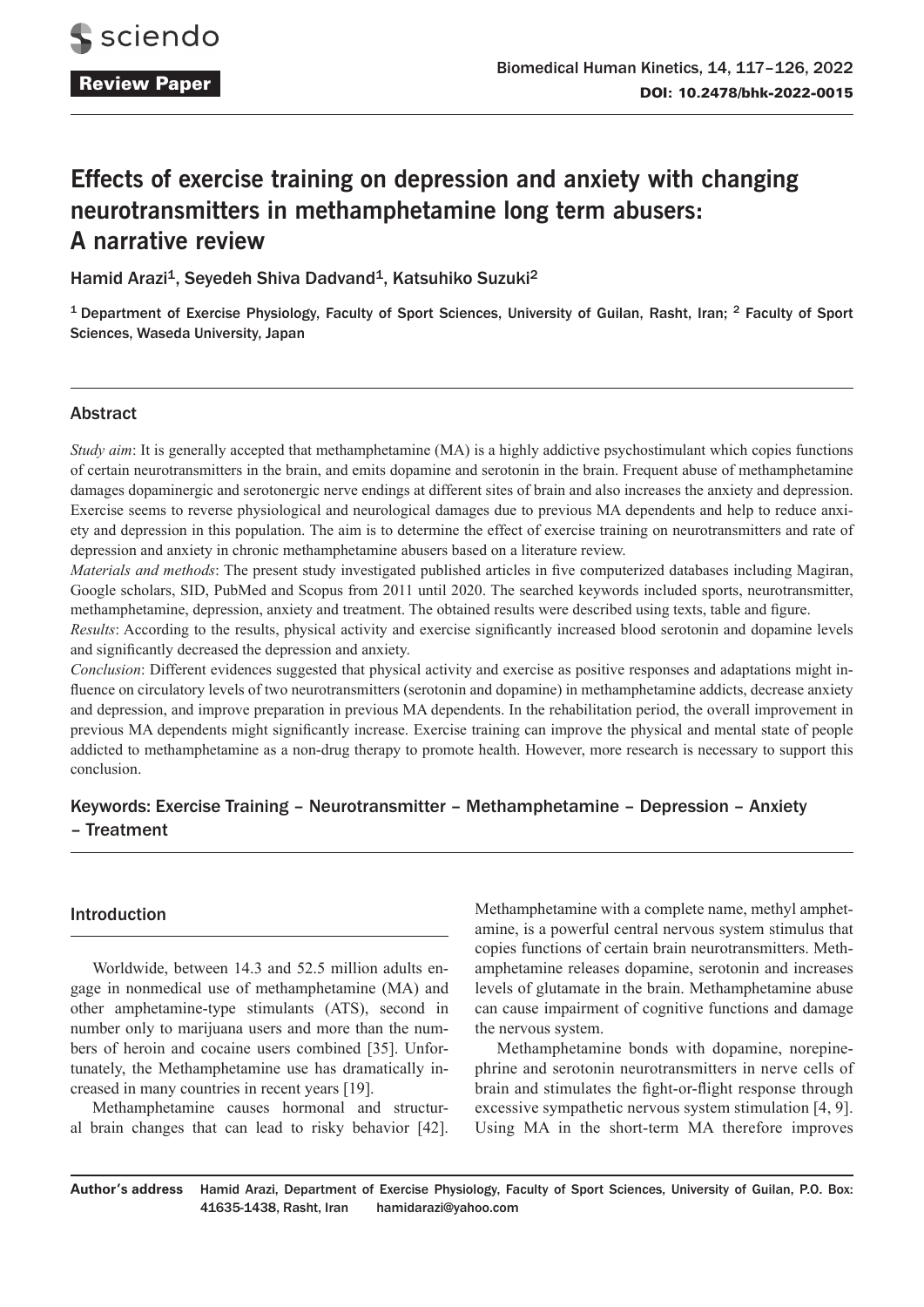Review Paper

# Effects of exercise training on depression and anxiety with changing neurotransmitters in methamphetamine long term abusers: A narrative review

Hamid Arazi[1], Seyedeh Shiva Dadvand[1], Katsuhiko Suzuki[2]

[1] Department of Exercise Physiology, Faculty of Sport Sciences, University of Guilan, Rasht, Iran; [2] Faculty of Sport Sciences, Waseda University, Japan

## Abstract

*Study aim*: It is generally accepted that methamphetamine (MA) is a highly addictive psychostimulant which copies functions of certain neurotransmitters in the brain, and emits dopamine and serotonin in the brain. Frequent abuse of methamphetamine damages dopaminergic and serotonergic nerve endings at different sites of brain and also increases the anxiety and depression. Exercise seems to reverse physiological and neurological damages due to previous MA dependents and help to reduce anxiety and depression in this population. The aim is to determine the effect of exercise training on neurotransmitters and rate of depression and anxiety in chronic methamphetamine abusers based on a literature review.

*Materials and methods*: The present study investigated published articles in five computerized databases including Magiran, Google scholars, SID, PubMed and Scopus from 2011 until 2020. The searched keywords included sports, neurotransmitter, methamphetamine, depression, anxiety and treatment. The obtained results were described using texts, table and figure.

*Results*: According to the results, physical activity and exercise significantly increased blood serotonin and dopamine levels and significantly decreased the depression and anxiety.

*Conclusion*: Different evidences suggested that physical activity and exercise as positive responses and adaptations might influence on circulatory levels of two neurotransmitters (serotonin and dopamine) in methamphetamine addicts, decrease anxiety and depression, and improve preparation in previous MA dependents. In the rehabilitation period, the overall improvement in previous MA dependents might significantly increase. Exercise training can improve the physical and mental state of people addicted to methamphetamine as a non-drug therapy to promote health. However, more research is necessary to support this conclusion.

**Keywords:** Exercise Training – Neurotransmitter – Methamphetamine – Depression – Anxiety – Treatment

## Introduction

Worldwide, between 14.3 and 52.5 million adults engage in nonmedical use of methamphetamine (MA) and other amphetamine-type stimulants (ATS), second in number only to marijuana users and more than the numbers of heroin and cocaine users combined [35]. Unfortunately, the Methamphetamine use has dramatically increased in many countries in recent years [19].

Methamphetamine causes hormonal and structural brain changes that can lead to risky behavior [42]. Methamphetamine with a complete name, methyl amphetamine, is a powerful central nervous system stimulus that copies functions of certain brain neurotransmitters. Methamphetamine releases dopamine, serotonin and increases levels of glutamate in the brain. Methamphetamine abuse can cause impairment of cognitive functions and damage the nervous system.

Methamphetamine bonds with dopamine, norepinephrine and serotonin neurotransmitters in nerve cells of brain and stimulates the fight-or-flight response through excessive sympathetic nervous system stimulation [4, 9]. Using MA in the short-term MA therefore improves

**Author's address** Hamid Arazi, Department of Exercise Physiology, Faculty of Sport Sciences, University of Guilan, P.O. Box: 41635-1438, Rasht, Iran hamidarazi@yahoo.com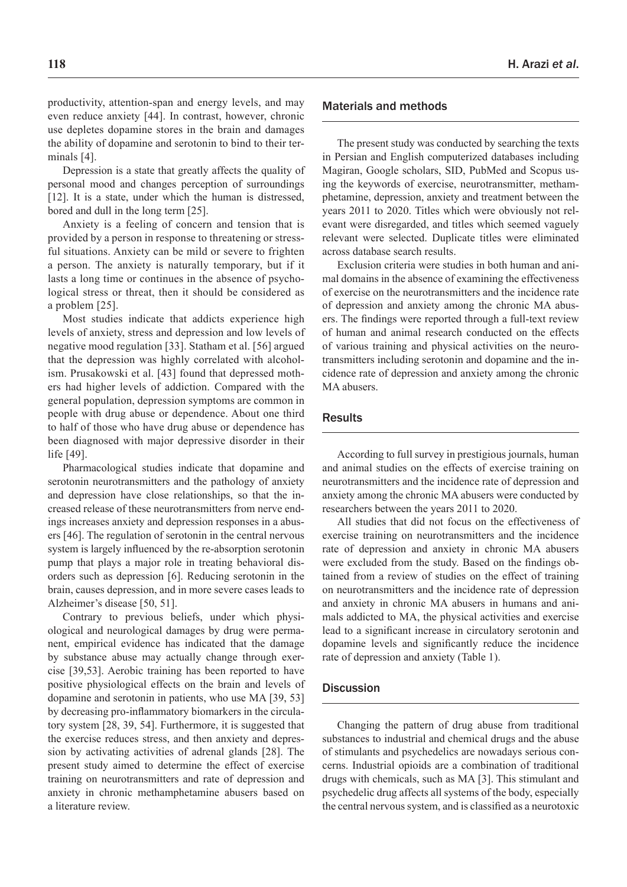productivity, attention-span and energy levels, and may even reduce anxiety [44]. In contrast, however, chronic use depletes dopamine stores in the brain and damages the ability of dopamine and serotonin to bind to their terminals [4].

Depression is a state that greatly affects the quality of personal mood and changes perception of surroundings [12]. It is a state, under which the human is distressed, bored and dull in the long term [25].

Anxiety is a feeling of concern and tension that is provided by a person in response to threatening or stressful situations. Anxiety can be mild or severe to frighten a person. The anxiety is naturally temporary, but if it lasts a long time or continues in the absence of psychological stress or threat, then it should be considered as a problem [25].

Most studies indicate that addicts experience high levels of anxiety, stress and depression and low levels of negative mood regulation [33]. Statham et al. [56] argued that the depression was highly correlated with alcoholism. Prusakowski et al. [43] found that depressed mothers had higher levels of addiction. Compared with the general population, depression symptoms are common in people with drug abuse or dependence. About one third to half of those who have drug abuse or dependence has been diagnosed with major depressive disorder in their life [49].

Pharmacological studies indicate that dopamine and serotonin neurotransmitters and the pathology of anxiety and depression have close relationships, so that the increased release of these neurotransmitters from nerve endings increases anxiety and depression responses in a abusers [46]. The regulation of serotonin in the central nervous system is largely influenced by the re-absorption serotonin pump that plays a major role in treating behavioral disorders such as depression [6]. Reducing serotonin in the brain, causes depression, and in more severe cases leads to Alzheimer's disease [50, 51].

Contrary to previous beliefs, under which physiological and neurological damages by drug were permanent, empirical evidence has indicated that the damage by substance abuse may actually change through exercise [39,53]. Aerobic training has been reported to have positive physiological effects on the brain and levels of dopamine and serotonin in patients, who use MA [39, 53] by decreasing pro-inflammatory biomarkers in the circulatory system [28, 39, 54]. Furthermore, it is suggested that the exercise reduces stress, and then anxiety and depression by activating activities of adrenal glands [28]. The present study aimed to determine the effect of exercise training on neurotransmitters and rate of depression and anxiety in chronic methamphetamine abusers based on a literature review.

## Materials and methods

The present study was conducted by searching the texts in Persian and English computerized databases including Magiran, Google scholars, SID, PubMed and Scopus using the keywords of exercise, neurotransmitter, methamphetamine, depression, anxiety and treatment between the years 2011 to 2020. Titles which were obviously not relevant were disregarded, and titles which seemed vaguely relevant were selected. Duplicate titles were eliminated across database search results.

Exclusion criteria were studies in both human and animal domains in the absence of examining the effectiveness of exercise on the neurotransmitters and the incidence rate of depression and anxiety among the chronic MA abusers. The findings were reported through a full-text review of human and animal research conducted on the effects of various training and physical activities on the neurotransmitters including serotonin and dopamine and the incidence rate of depression and anxiety among the chronic MA abusers.

## Results

According to full survey in prestigious journals, human and animal studies on the effects of exercise training on neurotransmitters and the incidence rate of depression and anxiety among the chronic MA abusers were conducted by researchers between the years 2011 to 2020.

All studies that did not focus on the effectiveness of exercise training on neurotransmitters and the incidence rate of depression and anxiety in chronic MA abusers were excluded from the study. Based on the findings obtained from a review of studies on the effect of training on neurotransmitters and the incidence rate of depression and anxiety in chronic MA abusers in humans and animals addicted to MA, the physical activities and exercise lead to a significant increase in circulatory serotonin and dopamine levels and significantly reduce the incidence rate of depression and anxiety (Table 1).

## Discussion

Changing the pattern of drug abuse from traditional substances to industrial and chemical drugs and the abuse of stimulants and psychedelics are nowadays serious concerns. Industrial opioids are a combination of traditional drugs with chemicals, such as MA [3]. This stimulant and psychedelic drug affects all systems of the body, especially the central nervous system, and is classified as a neurotoxic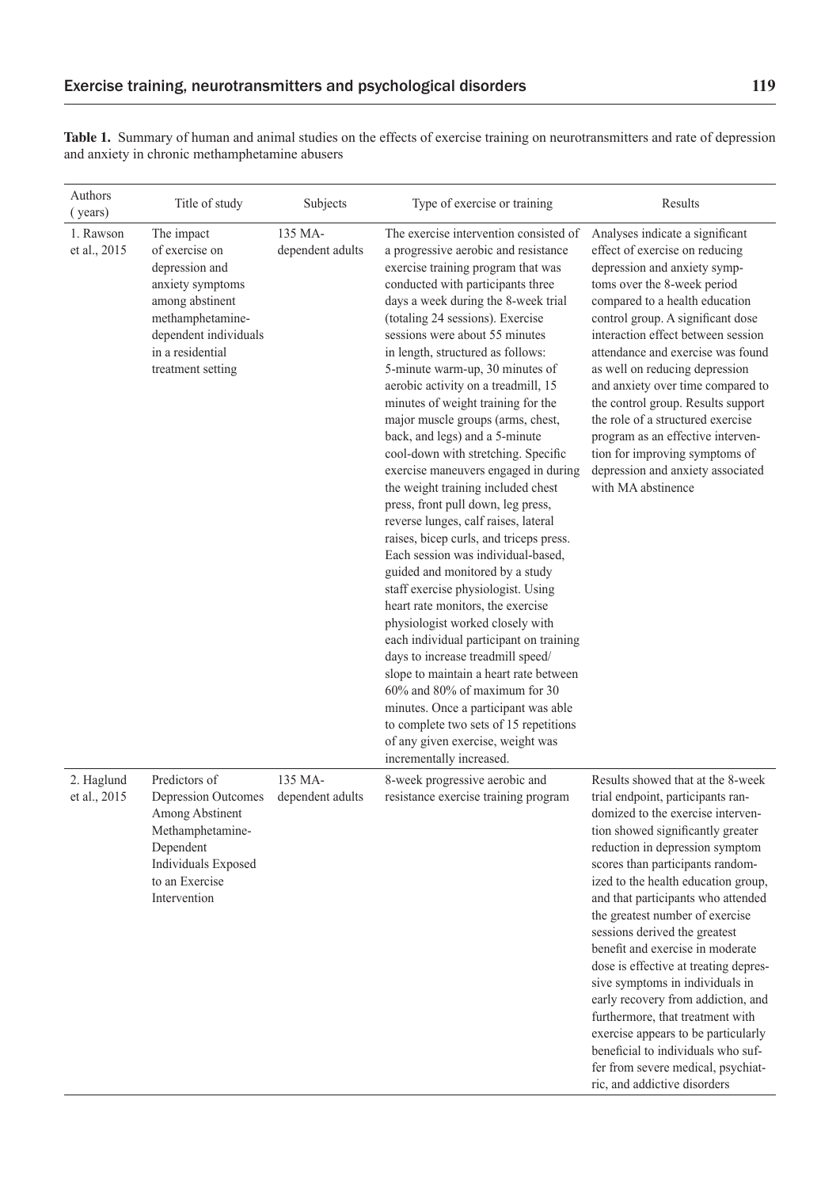**Table 1.** Summary of human and animal studies on the effects of exercise training on neurotransmitters and rate of depression and anxiety in chronic methamphetamine abusers

| Authors (years) | Title of study | Subjects | Type of exercise or training | Results |
|---|---|---|---|---|
| 1. Rawson et al., 2015 | The impact of exercise on depression and anxiety symptoms among abstinent methamphetamine-dependent individuals in a residential treatment setting | 135 MA-dependent adults | The exercise intervention consisted of a progressive aerobic and resistance exercise training program that was conducted with participants three days a week during the 8-week trial (totaling 24 sessions). Exercise sessions were about 55 minutes in length, structured as follows: 5-minute warm-up, 30 minutes of aerobic activity on a treadmill, 15 minutes of weight training for the major muscle groups (arms, chest, back, and legs) and a 5-minute cool-down with stretching. Specific exercise maneuvers engaged in during the weight training included chest press, front pull down, leg press, reverse lunges, calf raises, lateral raises, bicep curls, and triceps press. Each session was individual-based, guided and monitored by a study staff exercise physiologist. Using heart rate monitors, the exercise physiologist worked closely with each individual participant on training days to increase treadmill speed/slope to maintain a heart rate between 60% and 80% of maximum for 30 minutes. Once a participant was able to complete two sets of 15 repetitions of any given exercise, weight was incrementally increased. | Analyses indicate a significant effect of exercise on reducing depression and anxiety symptoms over the 8-week period compared to a health education control group. A significant dose interaction effect between session attendance and exercise was found as well on reducing depression and anxiety over time compared to the control group. Results support the role of a structured exercise program as an effective intervention for improving symptoms of depression and anxiety associated with MA abstinence |
| 2. Haglund et al., 2015 | Predictors of Depression Outcomes Among Abstinent Methamphetamine-Dependent Individuals Exposed to an Exercise Intervention | 135 MA-dependent adults | 8-week progressive aerobic and resistance exercise training program | Results showed that at the 8-week trial endpoint, participants randomized to the exercise intervention showed significantly greater reduction in depression symptom scores than participants randomized to the health education group, and that participants who attended the greatest number of exercise sessions derived the greatest benefit and exercise in moderate dose is effective at treating depressive symptoms in individuals in early recovery from addiction, and furthermore, that treatment with exercise appears to be particularly beneficial to individuals who suffer from severe medical, psychiatric, and addictive disorders |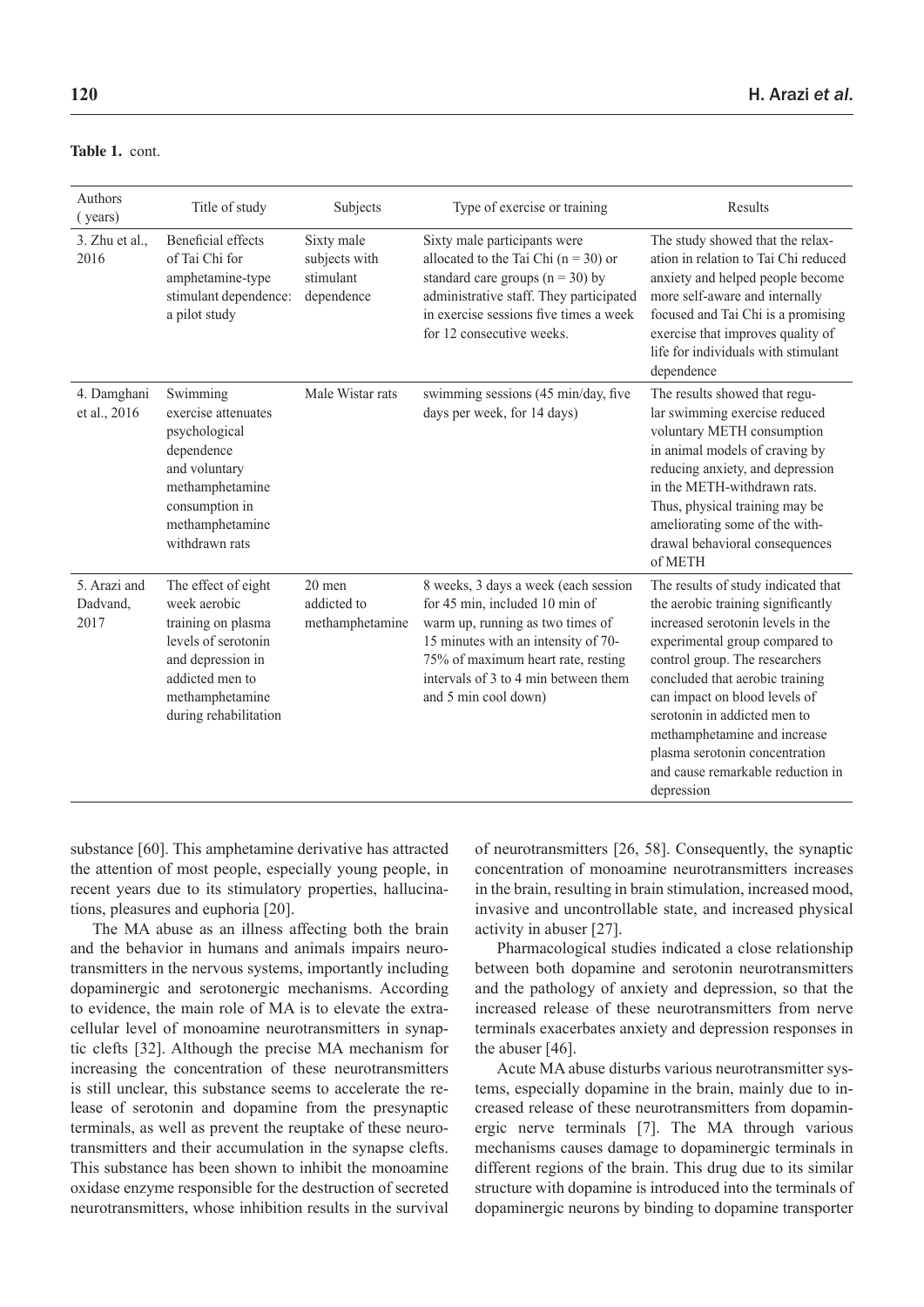**Table 1.** cont.

| Authors (years) | Title of study | Subjects | Type of exercise or training | Results |
|---|---|---|---|---|
| 3. Zhu et al., 2016 | Beneficial effects of Tai Chi for amphetamine-type stimulant dependence: a pilot study | Sixty male subjects with stimulant dependence | Sixty male participants were allocated to the Tai Chi (n = 30) or standard care groups (n = 30) by administrative staff. They participated in exercise sessions five times a week for 12 consecutive weeks. | The study showed that the relaxation in relation to Tai Chi reduced anxiety and helped people become more self-aware and internally focused and Tai Chi is a promising exercise that improves quality of life for individuals with stimulant dependence |
| 4. Damghani et al., 2016 | Swimming exercise attenuates psychological dependence and voluntary methamphetamine consumption in methamphetamine withdrawn rats | Male Wistar rats | swimming sessions (45 min/day, five days per week, for 14 days) | The results showed that regular swimming exercise reduced voluntary METH consumption in animal models of craving by reducing anxiety, and depression in the METH-withdrawn rats. Thus, physical training may be ameliorating some of the withdrawal behavioral consequences of METH |
| 5. Arazi and Dadvand, 2017 | The effect of eight week aerobic training on plasma levels of serotonin and depression in addicted men to methamphetamine during rehabilitation | 20 men addicted to methamphetamine | 8 weeks, 3 days a week (each session for 45 min, included 10 min of warm up, running as two times of 15 minutes with an intensity of 70-75% of maximum heart rate, resting intervals of 3 to 4 min between them and 5 min cool down) | The results of study indicated that the aerobic training significantly increased serotonin levels in the experimental group compared to control group. The researchers concluded that aerobic training can impact on blood levels of serotonin in addicted men to methamphetamine and increase plasma serotonin concentration and cause remarkable reduction in depression |

substance [60]. This amphetamine derivative has attracted the attention of most people, especially young people, in recent years due to its stimulatory properties, hallucinations, pleasures and euphoria [20].

The MA abuse as an illness affecting both the brain and the behavior in humans and animals impairs neurotransmitters in the nervous systems, importantly including dopaminergic and serotonergic mechanisms. According to evidence, the main role of MA is to elevate the extracellular level of monoamine neurotransmitters in synaptic clefts [32]. Although the precise MA mechanism for increasing the concentration of these neurotransmitters is still unclear, this substance seems to accelerate the release of serotonin and dopamine from the presynaptic terminals, as well as prevent the reuptake of these neurotransmitters and their accumulation in the synapse clefts. This substance has been shown to inhibit the monoamine oxidase enzyme responsible for the destruction of secreted neurotransmitters, whose inhibition results in the survival of neurotransmitters [26, 58]. Consequently, the synaptic concentration of monoamine neurotransmitters increases in the brain, resulting in brain stimulation, increased mood, invasive and uncontrollable state, and increased physical activity in abuser [27].

Pharmacological studies indicated a close relationship between both dopamine and serotonin neurotransmitters and the pathology of anxiety and depression, so that the increased release of these neurotransmitters from nerve terminals exacerbates anxiety and depression responses in the abuser [46].

Acute MA abuse disturbs various neurotransmitter systems, especially dopamine in the brain, mainly due to increased release of these neurotransmitters from dopaminergic nerve terminals [7]. The MA through various mechanisms causes damage to dopaminergic terminals in different regions of the brain. This drug due to its similar structure with dopamine is introduced into the terminals of dopaminergic neurons by binding to dopamine transporter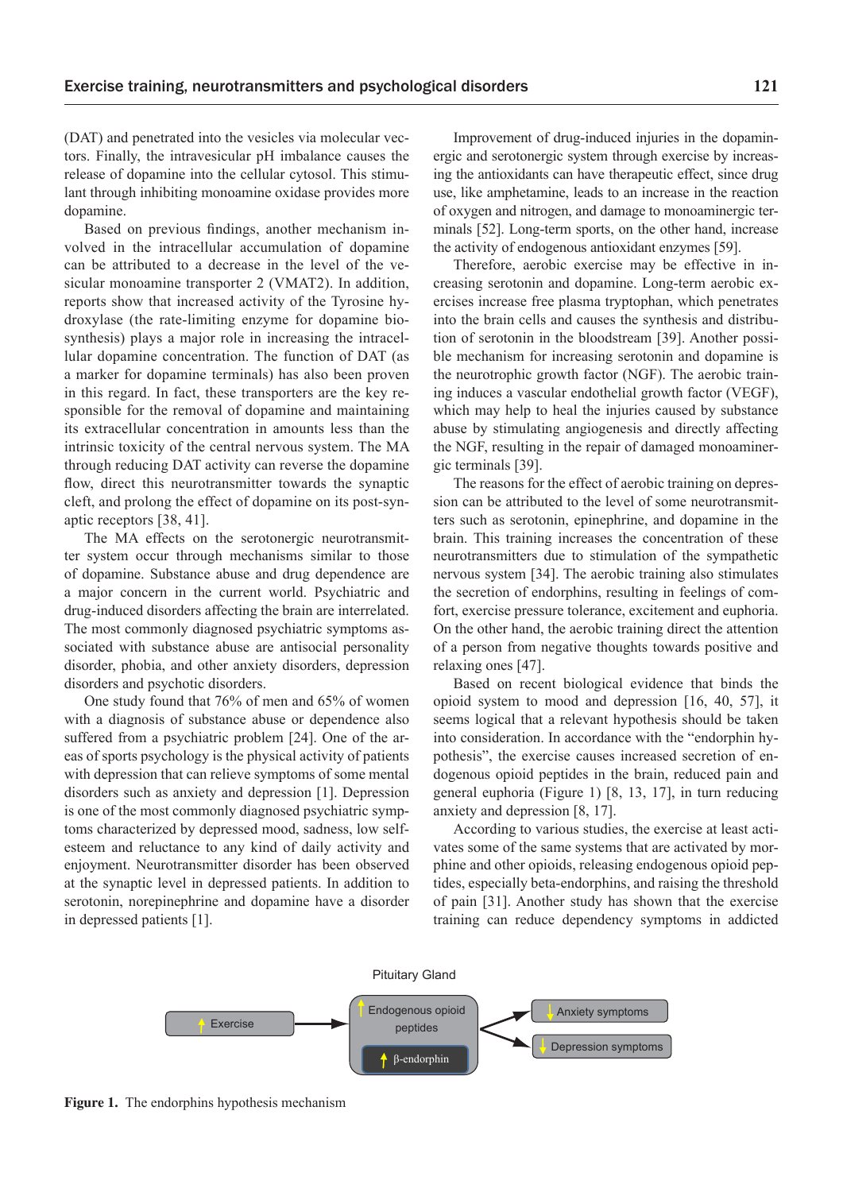(DAT) and penetrated into the vesicles via molecular vectors. Finally, the intravesicular pH imbalance causes the release of dopamine into the cellular cytosol. This stimulant through inhibiting monoamine oxidase provides more dopamine.

Based on previous findings, another mechanism involved in the intracellular accumulation of dopamine can be attributed to a decrease in the level of the vesicular monoamine transporter 2 (VMAT2). In addition, reports show that increased activity of the Tyrosine hydroxylase (the rate-limiting enzyme for dopamine biosynthesis) plays a major role in increasing the intracellular dopamine concentration. The function of DAT (as a marker for dopamine terminals) has also been proven in this regard. In fact, these transporters are the key responsible for the removal of dopamine and maintaining its extracellular concentration in amounts less than the intrinsic toxicity of the central nervous system. The MA through reducing DAT activity can reverse the dopamine flow, direct this neurotransmitter towards the synaptic cleft, and prolong the effect of dopamine on its post-synaptic receptors [38, 41].

The MA effects on the serotonergic neurotransmitter system occur through mechanisms similar to those of dopamine. Substance abuse and drug dependence are a major concern in the current world. Psychiatric and drug-induced disorders affecting the brain are interrelated. The most commonly diagnosed psychiatric symptoms associated with substance abuse are antisocial personality disorder, phobia, and other anxiety disorders, depression disorders and psychotic disorders.

One study found that 76% of men and 65% of women with a diagnosis of substance abuse or dependence also suffered from a psychiatric problem [24]. One of the areas of sports psychology is the physical activity of patients with depression that can relieve symptoms of some mental disorders such as anxiety and depression [1]. Depression is one of the most commonly diagnosed psychiatric symptoms characterized by depressed mood, sadness, low self-esteem and reluctance to any kind of daily activity and enjoyment. Neurotransmitter disorder has been observed at the synaptic level in depressed patients. In addition to serotonin, norepinephrine and dopamine have a disorder in depressed patients [1].

Improvement of drug-induced injuries in the dopaminergic and serotonergic system through exercise by increasing the antioxidants can have therapeutic effect, since drug use, like amphetamine, leads to an increase in the reaction of oxygen and nitrogen, and damage to monoaminergic terminals [52]. Long-term sports, on the other hand, increase the activity of endogenous antioxidant enzymes [59].

Therefore, aerobic exercise may be effective in increasing serotonin and dopamine. Long-term aerobic exercises increase free plasma tryptophan, which penetrates into the brain cells and causes the synthesis and distribution of serotonin in the bloodstream [39]. Another possible mechanism for increasing serotonin and dopamine is the neurotrophic growth factor (NGF). The aerobic training induces a vascular endothelial growth factor (VEGF), which may help to heal the injuries caused by substance abuse by stimulating angiogenesis and directly affecting the NGF, resulting in the repair of damaged monoaminergic terminals [39].

The reasons for the effect of aerobic training on depression can be attributed to the level of some neurotransmitters such as serotonin, epinephrine, and dopamine in the brain. This training increases the concentration of these neurotransmitters due to stimulation of the sympathetic nervous system [34]. The aerobic training also stimulates the secretion of endorphins, resulting in feelings of comfort, exercise pressure tolerance, excitement and euphoria. On the other hand, the aerobic training direct the attention of a person from negative thoughts towards positive and relaxing ones [47].

Based on recent biological evidence that binds the opioid system to mood and depression [16, 40, 57], it seems logical that a relevant hypothesis should be taken into consideration. In accordance with the "endorphin hypothesis", the exercise causes increased secretion of endogenous opioid peptides in the brain, reduced pain and general euphoria (Figure 1) [8, 13, 17], in turn reducing anxiety and depression [8, 17].

According to various studies, the exercise at least activates some of the same systems that are activated by morphine and other opioids, releasing endogenous opioid peptides, especially beta-endorphins, and raising the threshold of pain [31]. Another study has shown that the exercise training can reduce dependency symptoms in addicted

Pituitary Gland

↑ Exercise → ↑ Endogenous opioid peptides (↑ β-endorphin) → ↓ Anxiety symptoms; ↓ Depression symptoms

**Figure 1.** The endorphins hypothesis mechanism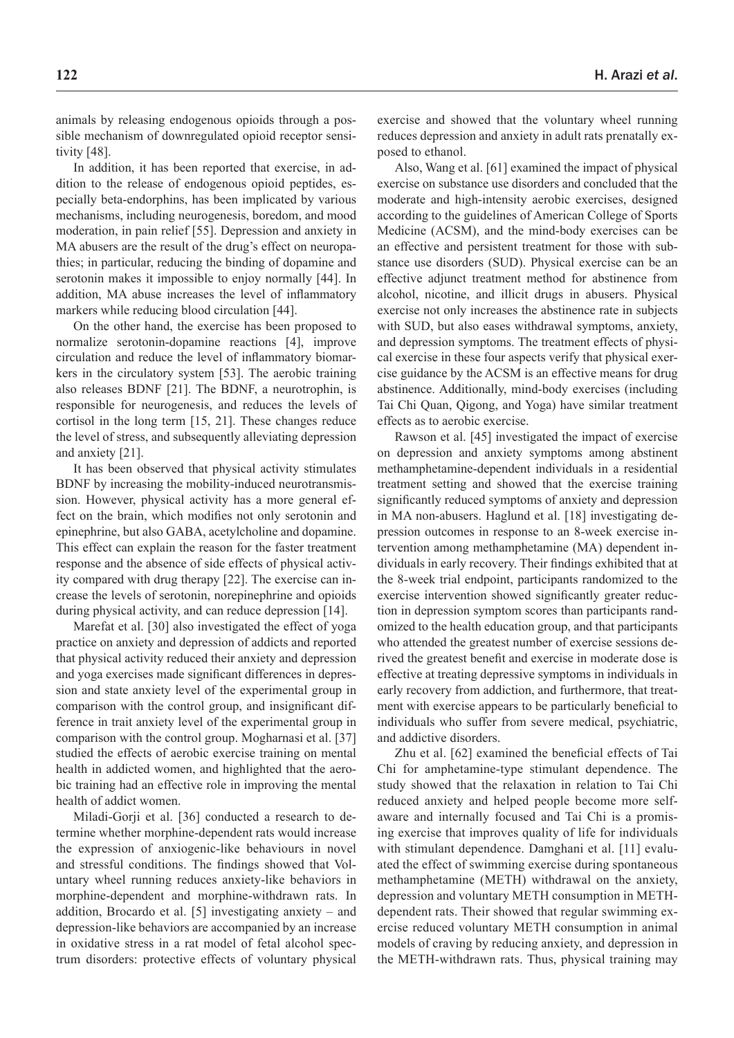animals by releasing endogenous opioids through a possible mechanism of downregulated opioid receptor sensitivity [48].

In addition, it has been reported that exercise, in addition to the release of endogenous opioid peptides, especially beta-endorphins, has been implicated by various mechanisms, including neurogenesis, boredom, and mood moderation, in pain relief [55]. Depression and anxiety in MA abusers are the result of the drug's effect on neuropathies; in particular, reducing the binding of dopamine and serotonin makes it impossible to enjoy normally [44]. In addition, MA abuse increases the level of inflammatory markers while reducing blood circulation [44].

On the other hand, the exercise has been proposed to normalize serotonin-dopamine reactions [4], improve circulation and reduce the level of inflammatory biomarkers in the circulatory system [53]. The aerobic training also releases BDNF [21]. The BDNF, a neurotrophin, is responsible for neurogenesis, and reduces the levels of cortisol in the long term [15, 21]. These changes reduce the level of stress, and subsequently alleviating depression and anxiety [21].

It has been observed that physical activity stimulates BDNF by increasing the mobility-induced neurotransmission. However, physical activity has a more general effect on the brain, which modifies not only serotonin and epinephrine, but also GABA, acetylcholine and dopamine. This effect can explain the reason for the faster treatment response and the absence of side effects of physical activity compared with drug therapy [22]. The exercise can increase the levels of serotonin, norepinephrine and opioids during physical activity, and can reduce depression [14].

Marefat et al. [30] also investigated the effect of yoga practice on anxiety and depression of addicts and reported that physical activity reduced their anxiety and depression and yoga exercises made significant differences in depression and state anxiety level of the experimental group in comparison with the control group, and insignificant difference in trait anxiety level of the experimental group in comparison with the control group. Mogharnasi et al. [37] studied the effects of aerobic exercise training on mental health in addicted women, and highlighted that the aerobic training had an effective role in improving the mental health of addict women.

Miladi-Gorji et al. [36] conducted a research to determine whether morphine-dependent rats would increase the expression of anxiogenic-like behaviours in novel and stressful conditions. The findings showed that Voluntary wheel running reduces anxiety-like behaviors in morphine-dependent and morphine-withdrawn rats. In addition, Brocardo et al. [5] investigating anxiety – and depression-like behaviors are accompanied by an increase in oxidative stress in a rat model of fetal alcohol spectrum disorders: protective effects of voluntary physical exercise and showed that the voluntary wheel running reduces depression and anxiety in adult rats prenatally exposed to ethanol.

Also, Wang et al. [61] examined the impact of physical exercise on substance use disorders and concluded that the moderate and high-intensity aerobic exercises, designed according to the guidelines of American College of Sports Medicine (ACSM), and the mind-body exercises can be an effective and persistent treatment for those with substance use disorders (SUD). Physical exercise can be an effective adjunct treatment method for abstinence from alcohol, nicotine, and illicit drugs in abusers. Physical exercise not only increases the abstinence rate in subjects with SUD, but also eases withdrawal symptoms, anxiety, and depression symptoms. The treatment effects of physical exercise in these four aspects verify that physical exercise guidance by the ACSM is an effective means for drug abstinence. Additionally, mind-body exercises (including Tai Chi Quan, Qigong, and Yoga) have similar treatment effects as to aerobic exercise.

Rawson et al. [45] investigated the impact of exercise on depression and anxiety symptoms among abstinent methamphetamine-dependent individuals in a residential treatment setting and showed that the exercise training significantly reduced symptoms of anxiety and depression in MA non-abusers. Haglund et al. [18] investigating depression outcomes in response to an 8-week exercise intervention among methamphetamine (MA) dependent individuals in early recovery. Their findings exhibited that at the 8-week trial endpoint, participants randomized to the exercise intervention showed significantly greater reduction in depression symptom scores than participants randomized to the health education group, and that participants who attended the greatest number of exercise sessions derived the greatest benefit and exercise in moderate dose is effective at treating depressive symptoms in individuals in early recovery from addiction, and furthermore, that treatment with exercise appears to be particularly beneficial to individuals who suffer from severe medical, psychiatric, and addictive disorders.

Zhu et al. [62] examined the beneficial effects of Tai Chi for amphetamine-type stimulant dependence. The study showed that the relaxation in relation to Tai Chi reduced anxiety and helped people become more self-aware and internally focused and Tai Chi is a promising exercise that improves quality of life for individuals with stimulant dependence. Damghani et al. [11] evaluated the effect of swimming exercise during spontaneous methamphetamine (METH) withdrawal on the anxiety, depression and voluntary METH consumption in METH-dependent rats. Their showed that regular swimming exercise reduced voluntary METH consumption in animal models of craving by reducing anxiety, and depression in the METH-withdrawn rats. Thus, physical training may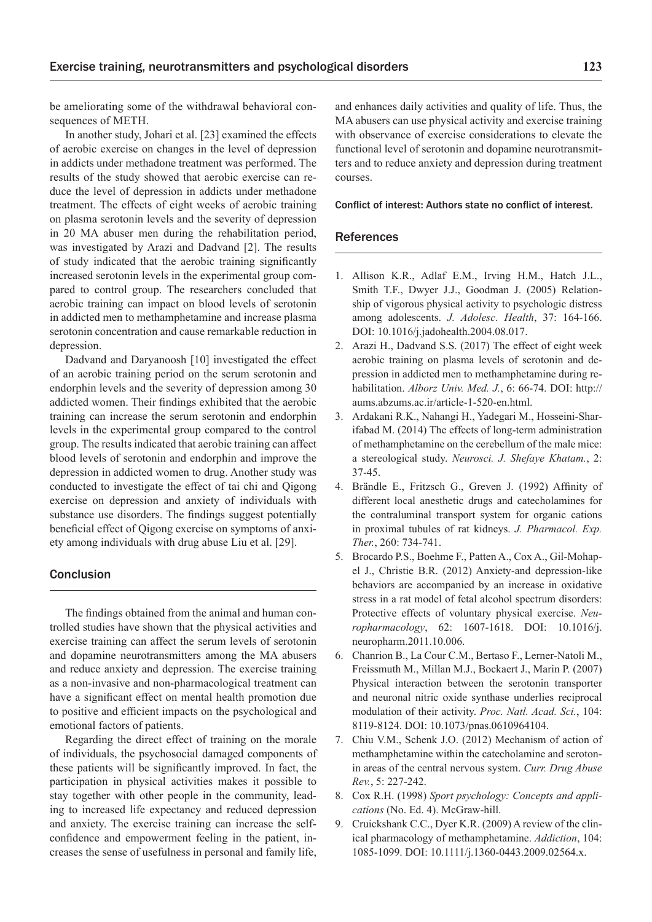be ameliorating some of the withdrawal behavioral consequences of METH.

In another study, Johari et al. [23] examined the effects of aerobic exercise on changes in the level of depression in addicts under methadone treatment was performed. The results of the study showed that aerobic exercise can reduce the level of depression in addicts under methadone treatment. The effects of eight weeks of aerobic training on plasma serotonin levels and the severity of depression in 20 MA abuser men during the rehabilitation period, was investigated by Arazi and Dadvand [2]. The results of study indicated that the aerobic training significantly increased serotonin levels in the experimental group compared to control group. The researchers concluded that aerobic training can impact on blood levels of serotonin in addicted men to methamphetamine and increase plasma serotonin concentration and cause remarkable reduction in depression.

Dadvand and Daryanoosh [10] investigated the effect of an aerobic training period on the serum serotonin and endorphin levels and the severity of depression among 30 addicted women. Their findings exhibited that the aerobic training can increase the serum serotonin and endorphin levels in the experimental group compared to the control group. The results indicated that aerobic training can affect blood levels of serotonin and endorphin and improve the depression in addicted women to drug. Another study was conducted to investigate the effect of tai chi and Qigong exercise on depression and anxiety of individuals with substance use disorders. The findings suggest potentially beneficial effect of Qigong exercise on symptoms of anxiety among individuals with drug abuse Liu et al. [29].

## Conclusion

The findings obtained from the animal and human controlled studies have shown that the physical activities and exercise training can affect the serum levels of serotonin and dopamine neurotransmitters among the MA abusers and reduce anxiety and depression. The exercise training as a non-invasive and non-pharmacological treatment can have a significant effect on mental health promotion due to positive and efficient impacts on the psychological and emotional factors of patients.

Regarding the direct effect of training on the morale of individuals, the psychosocial damaged components of these patients will be significantly improved. In fact, the participation in physical activities makes it possible to stay together with other people in the community, leading to increased life expectancy and reduced depression and anxiety. The exercise training can increase the self-confidence and empowerment feeling in the patient, increases the sense of usefulness in personal and family life, and enhances daily activities and quality of life. Thus, the MA abusers can use physical activity and exercise training with observance of exercise considerations to elevate the functional level of serotonin and dopamine neurotransmitters and to reduce anxiety and depression during treatment courses.

**Conflict of interest: Authors state no conflict of interest.**

## References

1. Allison K.R., Adlaf E.M., Irving H.M., Hatch J.L., Smith T.F., Dwyer J.J., Goodman J. (2005) Relationship of vigorous physical activity to psychologic distress among adolescents. *J. Adolesc. Health*, 37: 164-166. DOI: 10.1016/j.jadohealth.2004.08.017.
2. Arazi H., Dadvand S.S. (2017) The effect of eight week aerobic training on plasma levels of serotonin and depression in addicted men to methamphetamine during rehabilitation. *Alborz Univ. Med. J.*, 6: 66-74. DOI: http://aums.abzums.ac.ir/article-1-520-en.html.
3. Ardakani R.K., Nahangi H., Yadegari M., Hosseini-Sharifabad M. (2014) The effects of long-term administration of methamphetamine on the cerebellum of the male mice: a stereological study. *Neurosci. J. Shefaye Khatam.*, 2: 37-45.
4. Brändle E., Fritzsch G., Greven J. (1992) Affinity of different local anesthetic drugs and catecholamines for the contraluminal transport system for organic cations in proximal tubules of rat kidneys. *J. Pharmacol. Exp. Ther.*, 260: 734-741.
5. Brocardo P.S., Boehme F., Patten A., Cox A., Gil-Mohapel J., Christie B.R. (2012) Anxiety-and depression-like behaviors are accompanied by an increase in oxidative stress in a rat model of fetal alcohol spectrum disorders: Protective effects of voluntary physical exercise. *Neuropharmacology*, 62: 1607-1618. DOI: 10.1016/j.neuropharm.2011.10.006.
6. Chanrion B., La Cour C.M., Bertaso F., Lerner-Natoli M., Freissmuth M., Millan M.J., Bockaert J., Marin P. (2007) Physical interaction between the serotonin transporter and neuronal nitric oxide synthase underlies reciprocal modulation of their activity. *Proc. Natl. Acad. Sci.*, 104: 8119-8124. DOI: 10.1073/pnas.0610964104.
7. Chiu V.M., Schenk J.O. (2012) Mechanism of action of methamphetamine within the catecholamine and serotonin areas of the central nervous system. *Curr. Drug Abuse Rev.*, 5: 227-242.
8. Cox R.H. (1998) *Sport psychology: Concepts and applications* (No. Ed. 4). McGraw-hill.
9. Cruickshank C.C., Dyer K.R. (2009) A review of the clinical pharmacology of methamphetamine. *Addiction*, 104: 1085-1099. DOI: 10.1111/j.1360-0443.2009.02564.x.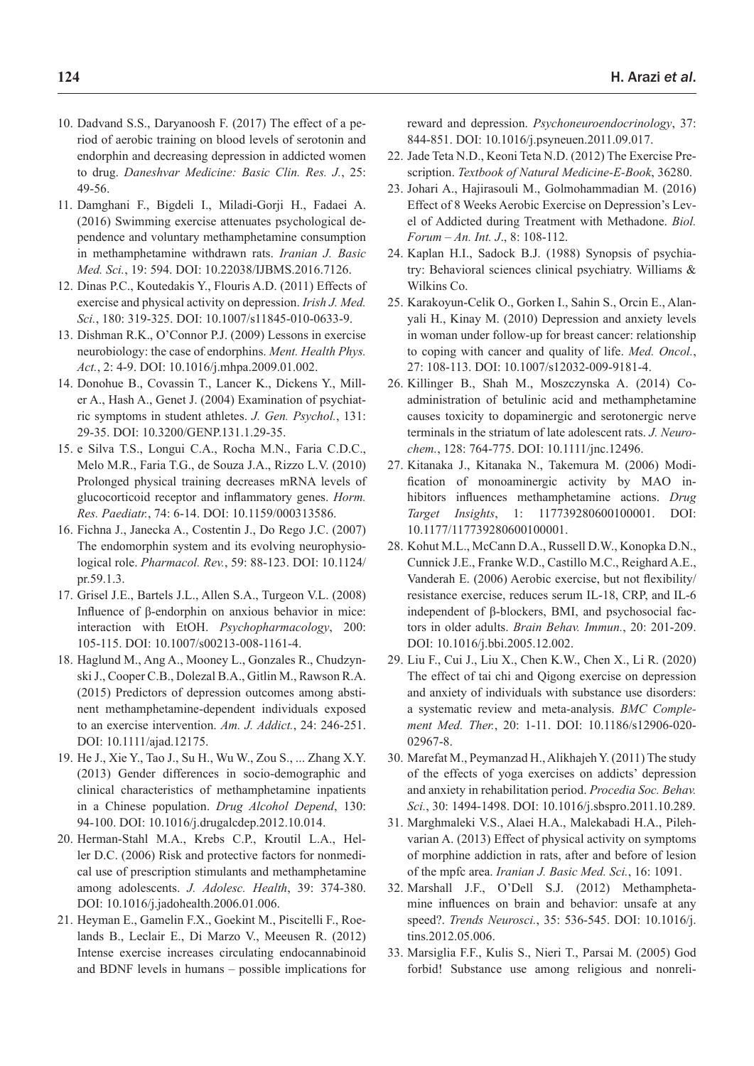10. Dadvand S.S., Daryanoosh F. (2017) The effect of a period of aerobic training on blood levels of serotonin and endorphin and decreasing depression in addicted women to drug. *Daneshvar Medicine: Basic Clin. Res. J.*, 25: 49-56.
11. Damghani F., Bigdeli I., Miladi-Gorji H., Fadaei A. (2016) Swimming exercise attenuates psychological dependence and voluntary methamphetamine consumption in methamphetamine withdrawn rats. *Iranian J. Basic Med. Sci.*, 19: 594. DOI: 10.22038/IJBMS.2016.7126.
12. Dinas P.C., Koutedakis Y., Flouris A.D. (2011) Effects of exercise and physical activity on depression. *Irish J. Med. Sci.*, 180: 319-325. DOI: 10.1007/s11845-010-0633-9.
13. Dishman R.K., O'Connor P.J. (2009) Lessons in exercise neurobiology: the case of endorphins. *Ment. Health Phys. Act.*, 2: 4-9. DOI: 10.1016/j.mhpa.2009.01.002.
14. Donohue B., Covassin T., Lancer K., Dickens Y., Miller A., Hash A., Genet J. (2004) Examination of psychiatric symptoms in student athletes. *J. Gen. Psychol.*, 131: 29-35. DOI: 10.3200/GENP.131.1.29-35.
15. e Silva T.S., Longui C.A., Rocha M.N., Faria C.D.C., Melo M.R., Faria T.G., de Souza J.A., Rizzo L.V. (2010) Prolonged physical training decreases mRNA levels of glucocorticoid receptor and inflammatory genes. *Horm. Res. Paediatr.*, 74: 6-14. DOI: 10.1159/000313586.
16. Fichna J., Janecka A., Costentin J., Do Rego J.C. (2007) The endomorphin system and its evolving neurophysiological role. *Pharmacol. Rev.*, 59: 88-123. DOI: 10.1124/pr.59.1.3.
17. Grisel J.E., Bartels J.L., Allen S.A., Turgeon V.L. (2008) Influence of β-endorphin on anxious behavior in mice: interaction with EtOH. *Psychopharmacology*, 200: 105-115. DOI: 10.1007/s00213-008-1161-4.
18. Haglund M., Ang A., Mooney L., Gonzales R., Chudzynski J., Cooper C.B., Dolezal B.A., Gitlin M., Rawson R.A. (2015) Predictors of depression outcomes among abstinent methamphetamine-dependent individuals exposed to an exercise intervention. *Am. J. Addict.*, 24: 246-251. DOI: 10.1111/ajad.12175.
19. He J., Xie Y., Tao J., Su H., Wu W., Zou S., ... Zhang X.Y. (2013) Gender differences in socio-demographic and clinical characteristics of methamphetamine inpatients in a Chinese population. *Drug Alcohol Depend*, 130: 94-100. DOI: 10.1016/j.drugalcdep.2012.10.014.
20. Herman-Stahl M.A., Krebs C.P., Kroutil L.A., Heller D.C. (2006) Risk and protective factors for nonmedical use of prescription stimulants and methamphetamine among adolescents. *J. Adolesc. Health*, 39: 374-380. DOI: 10.1016/j.jadohealth.2006.01.006.
21. Heyman E., Gamelin F.X., Goekint M., Piscitelli F., Roelands B., Leclair E., Di Marzo V., Meeusen R. (2012) Intense exercise increases circulating endocannabinoid and BDNF levels in humans – possible implications for reward and depression. *Psychoneuroendocrinology*, 37: 844-851. DOI: 10.1016/j.psyneuen.2011.09.017.
22. Jade Teta N.D., Keoni Teta N.D. (2012) The Exercise Prescription. *Textbook of Natural Medicine-E-Book*, 36280.
23. Johari A., Hajirasouli M., Golmohammadian M. (2016) Effect of 8 Weeks Aerobic Exercise on Depression's Level of Addicted during Treatment with Methadone. *Biol. Forum – An. Int. J.*, 8: 108-112.
24. Kaplan H.I., Sadock B.J. (1988) Synopsis of psychiatry: Behavioral sciences clinical psychiatry. Williams & Wilkins Co.
25. Karakoyun-Celik O., Gorken I., Sahin S., Orcin E., Alanyali H., Kinay M. (2010) Depression and anxiety levels in woman under follow-up for breast cancer: relationship to coping with cancer and quality of life. *Med. Oncol.*, 27: 108-113. DOI: 10.1007/s12032-009-9181-4.
26. Killinger B., Shah M., Moszczynska A. (2014) Co-administration of betulinic acid and methamphetamine causes toxicity to dopaminergic and serotonergic nerve terminals in the striatum of late adolescent rats. *J. Neurochem.*, 128: 764-775. DOI: 10.1111/jnc.12496.
27. Kitanaka J., Kitanaka N., Takemura M. (2006) Modification of monoaminergic activity by MAO inhibitors influences methamphetamine actions. *Drug Target Insights*, 1: 117739280600100001. DOI: 10.1177/117739280600100001.
28. Kohut M.L., McCann D.A., Russell D.W., Konopka D.N., Cunnick J.E., Franke W.D., Castillo M.C., Reighard A.E., Vanderah E. (2006) Aerobic exercise, but not flexibility/resistance exercise, reduces serum IL-18, CRP, and IL-6 independent of β-blockers, BMI, and psychosocial factors in older adults. *Brain Behav. Immun.*, 20: 201-209. DOI: 10.1016/j.bbi.2005.12.002.
29. Liu F., Cui J., Liu X., Chen K.W., Chen X., Li R. (2020) The effect of tai chi and Qigong exercise on depression and anxiety of individuals with substance use disorders: a systematic review and meta-analysis. *BMC Complement Med. Ther.*, 20: 1-11. DOI: 10.1186/s12906-020-02967-8.
30. Marefat M., Peymanzad H., Alikhajeh Y. (2011) The study of the effects of yoga exercises on addicts' depression and anxiety in rehabilitation period. *Procedia Soc. Behav. Sci.*, 30: 1494-1498. DOI: 10.1016/j.sbspro.2011.10.289.
31. Marghmaleki V.S., Alaei H.A., Malekabadi H.A., Pilehvarian A. (2013) Effect of physical activity on symptoms of morphine addiction in rats, after and before of lesion of the mpfc area. *Iranian J. Basic Med. Sci.*, 16: 1091.
32. Marshall J.F., O'Dell S.J. (2012) Methamphetamine influences on brain and behavior: unsafe at any speed?. *Trends Neurosci.*, 35: 536-545. DOI: 10.1016/j.tins.2012.05.006.
33. Marsiglia F.F., Kulis S., Nieri T., Parsai M. (2005) God forbid! Substance use among religious and nonreli-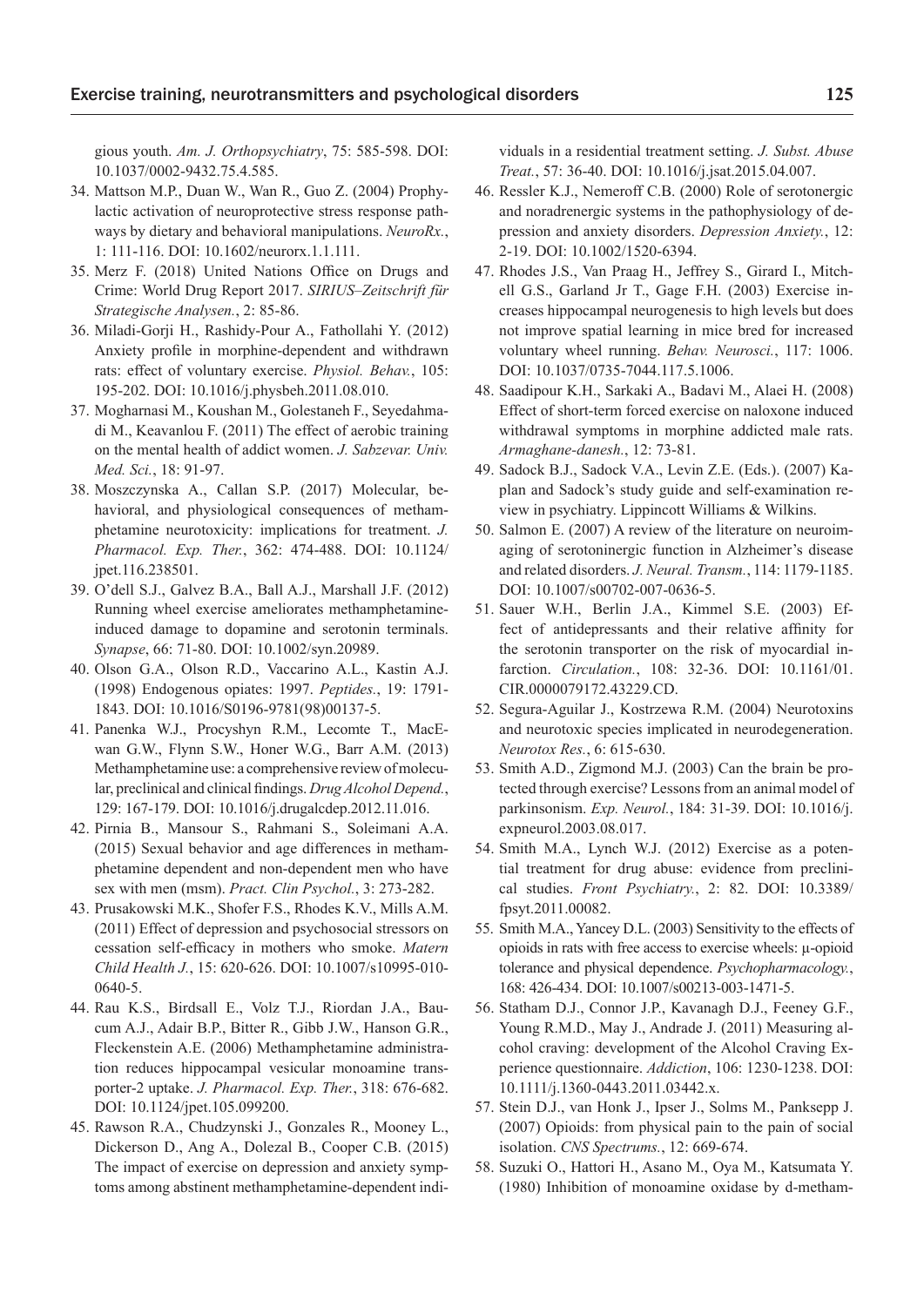gious youth. *Am. J. Orthopsychiatry*, 75: 585-598. DOI: 10.1037/0002-9432.75.4.585.

34. Mattson M.P., Duan W., Wan R., Guo Z. (2004) Prophylactic activation of neuroprotective stress response pathways by dietary and behavioral manipulations. *NeuroRx.*, 1: 111-116. DOI: 10.1602/neurorx.1.1.111.
35. Merz F. (2018) United Nations Office on Drugs and Crime: World Drug Report 2017. *SIRIUS–Zeitschrift für Strategische Analysen.*, 2: 85-86.
36. Miladi-Gorji H., Rashidy-Pour A., Fathollahi Y. (2012) Anxiety profile in morphine-dependent and withdrawn rats: effect of voluntary exercise. *Physiol. Behav.*, 105: 195-202. DOI: 10.1016/j.physbeh.2011.08.010.
37. Mogharnasi M., Koushan M., Golestaneh F., Seyedahmadi M., Keavanlou F. (2011) The effect of aerobic training on the mental health of addict women. *J. Sabzevar. Univ. Med. Sci.*, 18: 91-97.
38. Moszczynska A., Callan S.P. (2017) Molecular, behavioral, and physiological consequences of methamphetamine neurotoxicity: implications for treatment. *J. Pharmacol. Exp. Ther.*, 362: 474-488. DOI: 10.1124/jpet.116.238501.
39. O'dell S.J., Galvez B.A., Ball A.J., Marshall J.F. (2012) Running wheel exercise ameliorates methamphetamine-induced damage to dopamine and serotonin terminals. *Synapse*, 66: 71-80. DOI: 10.1002/syn.20989.
40. Olson G.A., Olson R.D., Vaccarino A.L., Kastin A.J. (1998) Endogenous opiates: 1997. *Peptides.*, 19: 1791-1843. DOI: 10.1016/S0196-9781(98)00137-5.
41. Panenka W.J., Procyshyn R.M., Lecomte T., MacEwan G.W., Flynn S.W., Honer W.G., Barr A.M. (2013) Methamphetamine use: a comprehensive review of molecular, preclinical and clinical findings. *Drug Alcohol Depend.*, 129: 167-179. DOI: 10.1016/j.drugalcdep.2012.11.016.
42. Pirnia B., Mansour S., Rahmani S., Soleimani A.A. (2015) Sexual behavior and age differences in methamphetamine dependent and non-dependent men who have sex with men (msm). *Pract. Clin Psychol.*, 3: 273-282.
43. Prusakowski M.K., Shofer F.S., Rhodes K.V., Mills A.M. (2011) Effect of depression and psychosocial stressors on cessation self-efficacy in mothers who smoke. *Matern Child Health J.*, 15: 620-626. DOI: 10.1007/s10995-010-0640-5.
44. Rau K.S., Birdsall E., Volz T.J., Riordan J.A., Baucum A.J., Adair B.P., Bitter R., Gibb J.W., Hanson G.R., Fleckenstein A.E. (2006) Methamphetamine administration reduces hippocampal vesicular monoamine transporter-2 uptake. *J. Pharmacol. Exp. Ther.*, 318: 676-682. DOI: 10.1124/jpet.105.099200.
45. Rawson R.A., Chudzynski J., Gonzales R., Mooney L., Dickerson D., Ang A., Dolezal B., Cooper C.B. (2015) The impact of exercise on depression and anxiety symptoms among abstinent methamphetamine-dependent individuals in a residential treatment setting. *J. Subst. Abuse Treat.*, 57: 36-40. DOI: 10.1016/j.jsat.2015.04.007.
46. Ressler K.J., Nemeroff C.B. (2000) Role of serotonergic and noradrenergic systems in the pathophysiology of depression and anxiety disorders. *Depression Anxiety.*, 12: 2-19. DOI: 10.1002/1520-6394.
47. Rhodes J.S., Van Praag H., Jeffrey S., Girard I., Mitchell G.S., Garland Jr T., Gage F.H. (2003) Exercise increases hippocampal neurogenesis to high levels but does not improve spatial learning in mice bred for increased voluntary wheel running. *Behav. Neurosci.*, 117: 1006. DOI: 10.1037/0735-7044.117.5.1006.
48. Saadipour K.H., Sarkaki A., Badavi M., Alaei H. (2008) Effect of short-term forced exercise on naloxone induced withdrawal symptoms in morphine addicted male rats. *Armaghane-danesh.*, 12: 73-81.
49. Sadock B.J., Sadock V.A., Levin Z.E. (Eds.). (2007) Kaplan and Sadock's study guide and self-examination review in psychiatry. Lippincott Williams & Wilkins.
50. Salmon E. (2007) A review of the literature on neuroimaging of serotoninergic function in Alzheimer's disease and related disorders. *J. Neural. Transm.*, 114: 1179-1185. DOI: 10.1007/s00702-007-0636-5.
51. Sauer W.H., Berlin J.A., Kimmel S.E. (2003) Effect of antidepressants and their relative affinity for the serotonin transporter on the risk of myocardial infarction. *Circulation.*, 108: 32-36. DOI: 10.1161/01.CIR.0000079172.43229.CD.
52. Segura-Aguilar J., Kostrzewa R.M. (2004) Neurotoxins and neurotoxic species implicated in neurodegeneration. *Neurotox Res.*, 6: 615-630.
53. Smith A.D., Zigmond M.J. (2003) Can the brain be protected through exercise? Lessons from an animal model of parkinsonism. *Exp. Neurol.*, 184: 31-39. DOI: 10.1016/j.expneurol.2003.08.017.
54. Smith M.A., Lynch W.J. (2012) Exercise as a potential treatment for drug abuse: evidence from preclinical studies. *Front Psychiatry.*, 2: 82. DOI: 10.3389/fpsyt.2011.00082.
55. Smith M.A., Yancey D.L. (2003) Sensitivity to the effects of opioids in rats with free access to exercise wheels: μ-opioid tolerance and physical dependence. *Psychopharmacology.*, 168: 426-434. DOI: 10.1007/s00213-003-1471-5.
56. Statham D.J., Connor J.P., Kavanagh D.J., Feeney G.F., Young R.M.D., May J., Andrade J. (2011) Measuring alcohol craving: development of the Alcohol Craving Experience questionnaire. *Addiction*, 106: 1230-1238. DOI: 10.1111/j.1360-0443.2011.03442.x.
57. Stein D.J., van Honk J., Ipser J., Solms M., Panksepp J. (2007) Opioids: from physical pain to the pain of social isolation. *CNS Spectrums.*, 12: 669-674.
58. Suzuki O., Hattori H., Asano M., Oya M., Katsumata Y. (1980) Inhibition of monoamine oxidase by d-metham-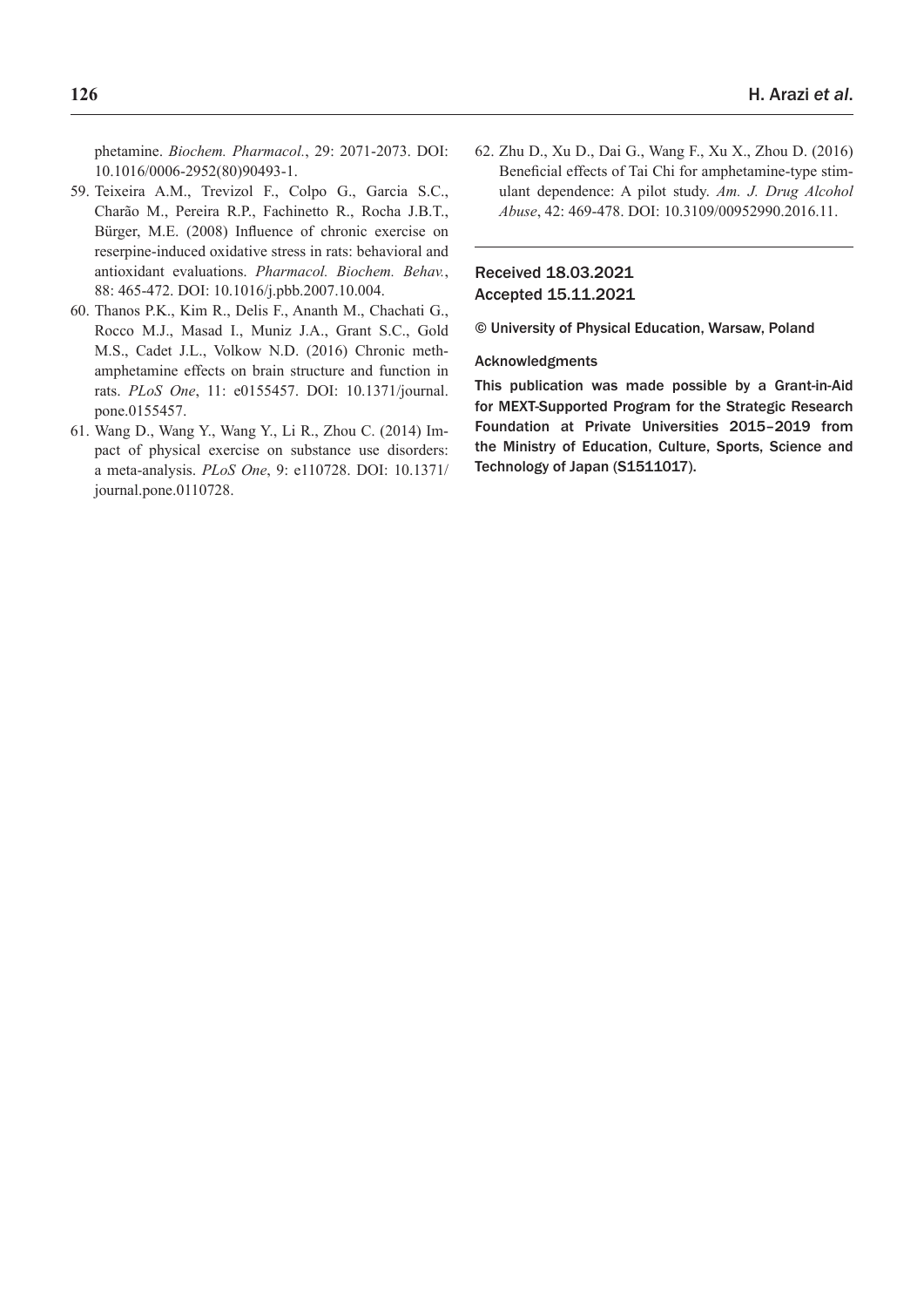phetamine. *Biochem. Pharmacol.*, 29: 2071-2073. DOI: 10.1016/0006-2952(80)90493-1.

59. Teixeira A.M., Trevizol F., Colpo G., Garcia S.C., Charão M., Pereira R.P., Fachinetto R., Rocha J.B.T., Bürger, M.E. (2008) Influence of chronic exercise on reserpine-induced oxidative stress in rats: behavioral and antioxidant evaluations. *Pharmacol. Biochem. Behav.*, 88: 465-472. DOI: 10.1016/j.pbb.2007.10.004.
60. Thanos P.K., Kim R., Delis F., Ananth M., Chachati G., Rocco M.J., Masad I., Muniz J.A., Grant S.C., Gold M.S., Cadet J.L., Volkow N.D. (2016) Chronic methamphetamine effects on brain structure and function in rats. *PLoS One*, 11: e0155457. DOI: 10.1371/journal.pone.0155457.
61. Wang D., Wang Y., Wang Y., Li R., Zhou C. (2014) Impact of physical exercise on substance use disorders: a meta-analysis. *PLoS One*, 9: e110728. DOI: 10.1371/journal.pone.0110728.
62. Zhu D., Xu D., Dai G., Wang F., Xu X., Zhou D. (2016) Beneficial effects of Tai Chi for amphetamine-type stimulant dependence: A pilot study. *Am. J. Drug Alcohol Abuse*, 42: 469-478. DOI: 10.3109/00952990.2016.11.

Received 18.03.2021
Accepted 15.11.2021

© University of Physical Education, Warsaw, Poland

#### Acknowledgments

**This publication was made possible by a Grant-in-Aid for MEXT-Supported Program for the Strategic Research Foundation at Private Universities 2015–2019 from the Ministry of Education, Culture, Sports, Science and Technology of Japan (S1511017).**